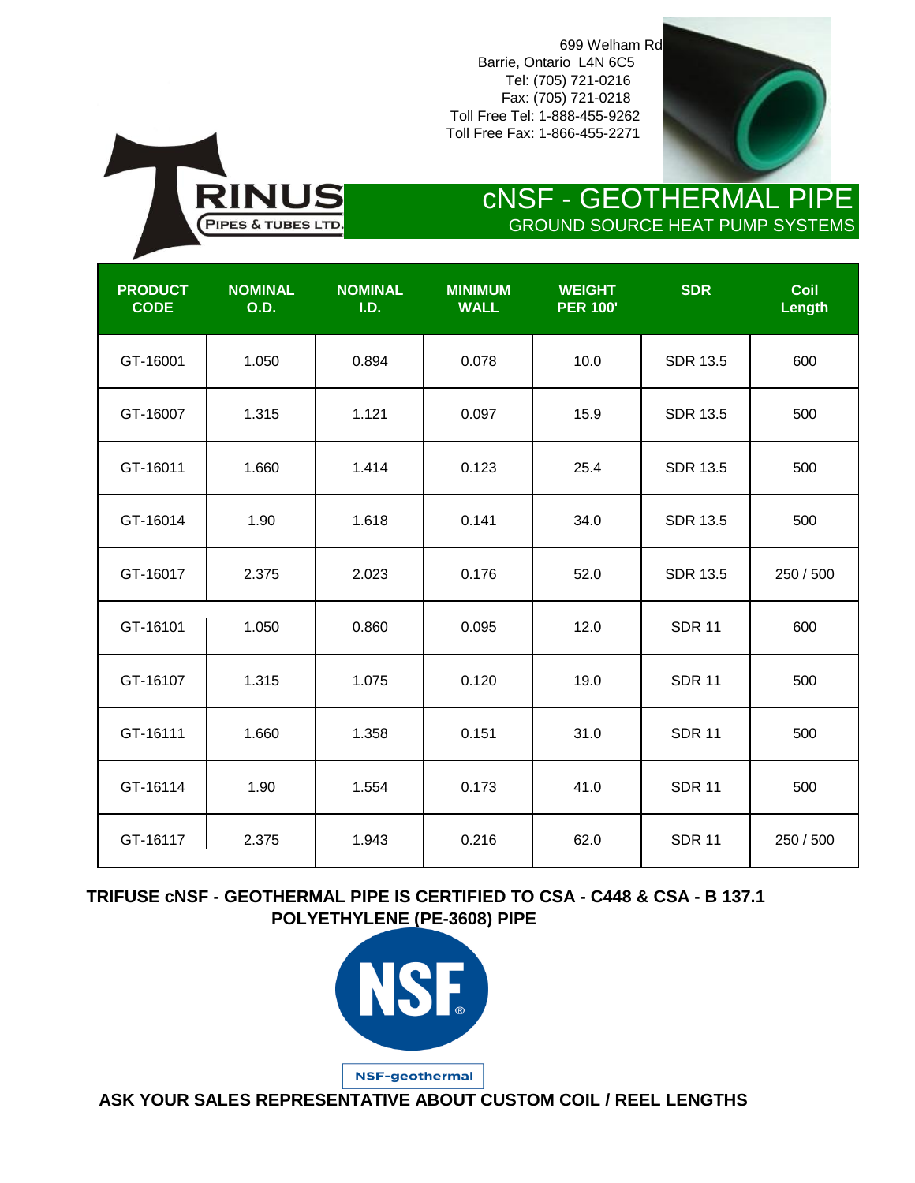699 Welham Rd
Barrie, Ontario L4N 6C5
Tel: (705) 721-0216
Fax: (705) 721-0218
Toll Free Tel: 1-888-455-9262
Toll Free Fax: 1-866-455-2271

TRINUS PIPES & TUBES LTD.

# cNSF - GEOTHERMAL PIPE

## GROUND SOURCE HEAT PUMP SYSTEMS

| PRODUCT CODE | NOMINAL O.D. | NOMINAL I.D. | MINIMUM WALL | WEIGHT PER 100' | SDR | Coil Length |
|---|---|---|---|---|---|---|
| GT-16001 | 1.050 | 0.894 | 0.078 | 10.0 | SDR 13.5 | 600 |
| GT-16007 | 1.315 | 1.121 | 0.097 | 15.9 | SDR 13.5 | 500 |
| GT-16011 | 1.660 | 1.414 | 0.123 | 25.4 | SDR 13.5 | 500 |
| GT-16014 | 1.90 | 1.618 | 0.141 | 34.0 | SDR 13.5 | 500 |
| GT-16017 | 2.375 | 2.023 | 0.176 | 52.0 | SDR 13.5 | 250 / 500 |
| GT-16101 | 1.050 | 0.860 | 0.095 | 12.0 | SDR 11 | 600 |
| GT-16107 | 1.315 | 1.075 | 0.120 | 19.0 | SDR 11 | 500 |
| GT-16111 | 1.660 | 1.358 | 0.151 | 31.0 | SDR 11 | 500 |
| GT-16114 | 1.90 | 1.554 | 0.173 | 41.0 | SDR 11 | 500 |
| GT-16117 | 2.375 | 1.943 | 0.216 | 62.0 | SDR 11 | 250 / 500 |

**TRIFUSE cNSF - GEOTHERMAL PIPE IS CERTIFIED TO CSA - C448 & CSA - B 137.1 POLYETHYLENE (PE-3608) PIPE**

NSF

NSF-geothermal

**ASK YOUR SALES REPRESENTATIVE ABOUT CUSTOM COIL / REEL LENGTHS**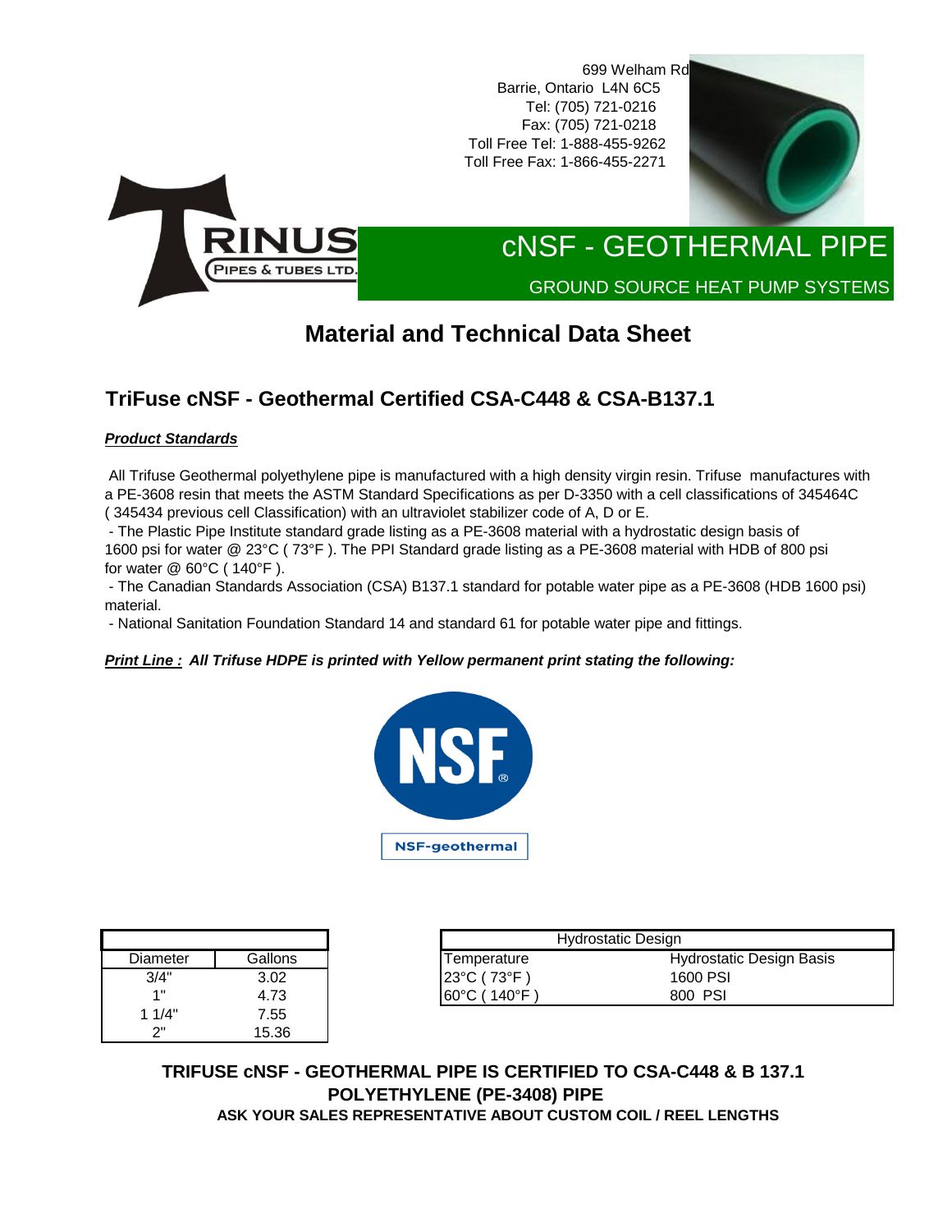699 Welham Rd
Barrie, Ontario L4N 6C5
Tel: (705) 721-0216
Fax: (705) 721-0218
Toll Free Tel: 1-888-455-9262
Toll Free Fax: 1-866-455-2271

TRINUS PIPES & TUBES LTD.

# cNSF - GEOTHERMAL PIPE

GROUND SOURCE HEAT PUMP SYSTEMS

## Material and Technical Data Sheet

### TriFuse cNSF - Geothermal Certified CSA-C448 & CSA-B137.1

***Product Standards***

All Trifuse Geothermal polyethylene pipe is manufactured with a high density virgin resin. Trifuse manufactures with a PE-3608 resin that meets the ASTM Standard Specifications as per D-3350 with a cell classifications of 345464C ( 345434 previous cell Classification) with an ultraviolet stabilizer code of A, D or E.

- The Plastic Pipe Institute standard grade listing as a PE-3608 material with a hydrostatic design basis of 1600 psi for water @ 23°C ( 73°F ). The PPI Standard grade listing as a PE-3608 material with HDB of 800 psi for water @ 60°C ( 140°F ).
- The Canadian Standards Association (CSA) B137.1 standard for potable water pipe as a PE-3608 (HDB 1600 psi) material.
- National Sanitation Foundation Standard 14 and standard 61 for potable water pipe and fittings.

***Print Line : All Trifuse HDPE is printed with Yellow permanent print stating the following:***

NSF®

NSF-geothermal

| Diameter | Gallons |
|---|---|
| 3/4" | 3.02 |
| 1" | 4.73 |
| 1 1/4" | 7.55 |
| 2" | 15.36 |

| Hydrostatic Design | |
|---|---|
| Temperature | Hydrostatic Design Basis |
| 23°C ( 73°F ) | 1600 PSI |
| 60°C ( 140°F ) | 800 PSI |

**TRIFUSE cNSF - GEOTHERMAL PIPE IS CERTIFIED TO CSA-C448 & B 137.1**
**POLYETHYLENE (PE-3408) PIPE**
**ASK YOUR SALES REPRESENTATIVE ABOUT CUSTOM COIL / REEL LENGTHS**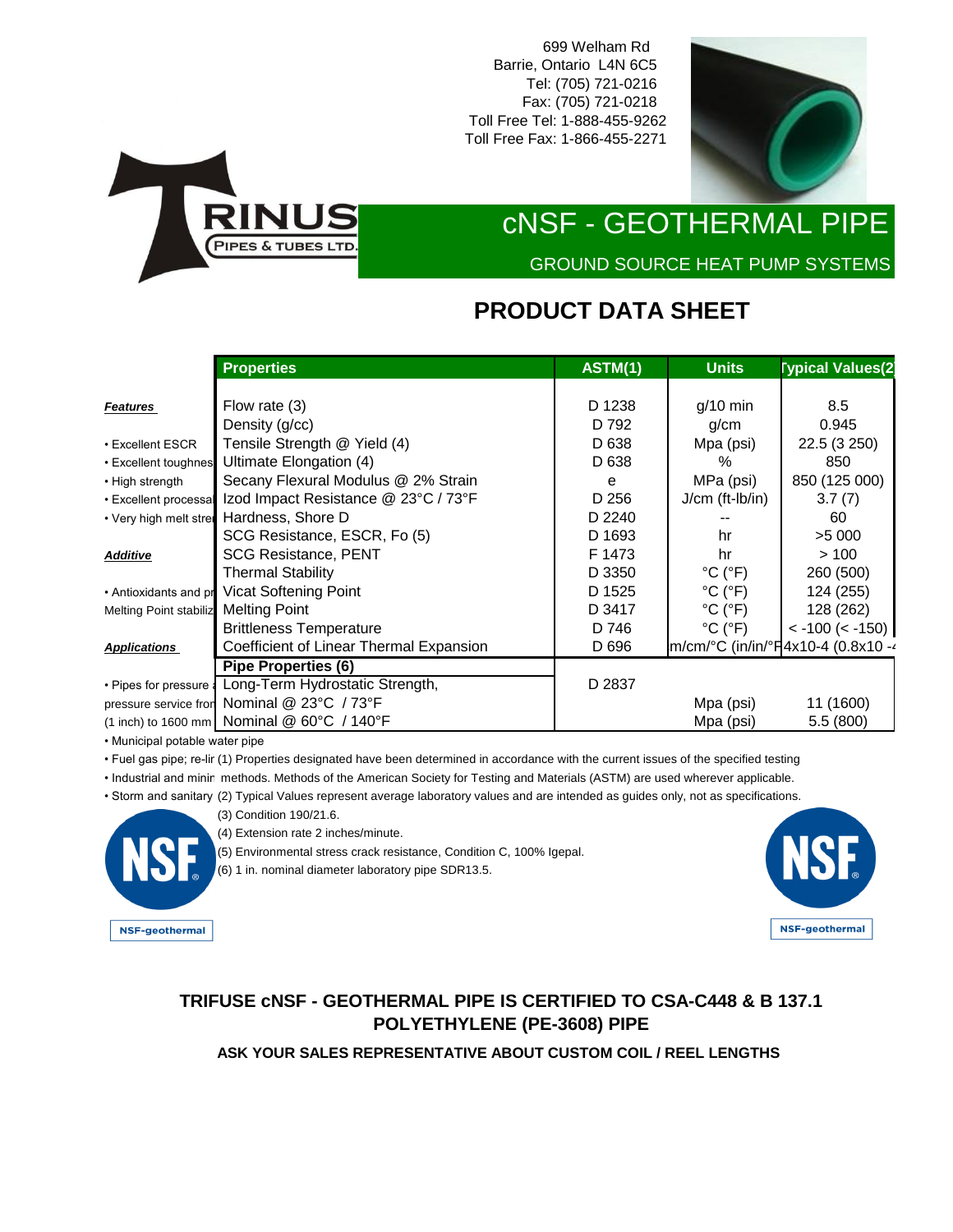699 Welham Rd
Barrie, Ontario L4N 6C5
Tel: (705) 721-0216
Fax: (705) 721-0218
Toll Free Tel: 1-888-455-9262
Toll Free Fax: 1-866-455-2271

TRINUS PIPES & TUBES LTD.

# cNSF - GEOTHERMAL PIPE

GROUND SOURCE HEAT PUMP SYSTEMS

## PRODUCT DATA SHEET

| | Properties | ASTM(1) | Units | Typical Values(2 |
|---|---|---|---|---|
| ***Features*** | Flow rate (3) | D 1238 | g/10 min | 8.5 |
| | Density (g/cc) | D 792 | g/cm | 0.945 |
| • Excellent ESCR | Tensile Strength @ Yield (4) | D 638 | Mpa (psi) | 22.5 (3 250) |
| • Excellent toughnes | Ultimate Elongation (4) | D 638 | % | 850 |
| • High strength | Secany Flexural Modulus @ 2% Strain | e | MPa (psi) | 850 (125 000) |
| • Excellent processa | Izod Impact Resistance @ 23°C / 73°F | D 256 | J/cm (ft-lb/in) | 3.7 (7) |
| • Very high melt stre | Hardness, Shore D | D 2240 | -- | 60 |
| | SCG Resistance, ESCR, Fo (5) | D 1693 | hr | >5 000 |
| ***Additive*** | SCG Resistance, PENT | F 1473 | hr | > 100 |
| | Thermal Stability | D 3350 | °C (°F) | 260 (500) |
| • Antioxidants and pr | Vicat Softening Point | D 1525 | °C (°F) | 124 (255) |
| Melting Point stabiliz | Melting Point | D 3417 | °C (°F) | 128 (262) |
| | Brittleness Temperature | D 746 | °C (°F) | < -100 (< -150) |
| ***Applications*** | Coefficient of Linear Thermal Expansion | D 696 | m/cm/°C (in/in/°F | 4x10-4 (0.8x10 -4 |
| | **Pipe Properties (6)** | | | |
| • Pipes for pressure a | Long-Term Hydrostatic Strength, | D 2837 | | |
| pressure service fron | Nominal @ 23°C / 73°F | | Mpa (psi) | 11 (1600) |
| (1 inch) to 1600 mm | Nominal @ 60°C / 140°F | | Mpa (psi) | 5.5 (800) |

• Municipal potable water pipe
• Fuel gas pipe; re-lir
• Industrial and minir
• Storm and sanitary

(1) Properties designated have been determined in accordance with the current issues of the specified testing methods. Methods of the American Society for Testing and Materials (ASTM) are used wherever applicable.
(2) Typical Values represent average laboratory values and are intended as guides only, not as specifications.
(3) Condition 190/21.6.
(4) Extension rate 2 inches/minute.
(5) Environmental stress crack resistance, Condition C, 100% Igepal.
(6) 1 in. nominal diameter laboratory pipe SDR13.5.

NSF-geothermal

NSF-geothermal

**TRIFUSE cNSF - GEOTHERMAL PIPE IS CERTIFIED TO CSA-C448 & B 137.1 POLYETHYLENE (PE-3608) PIPE**

**ASK YOUR SALES REPRESENTATIVE ABOUT CUSTOM COIL / REEL LENGTHS**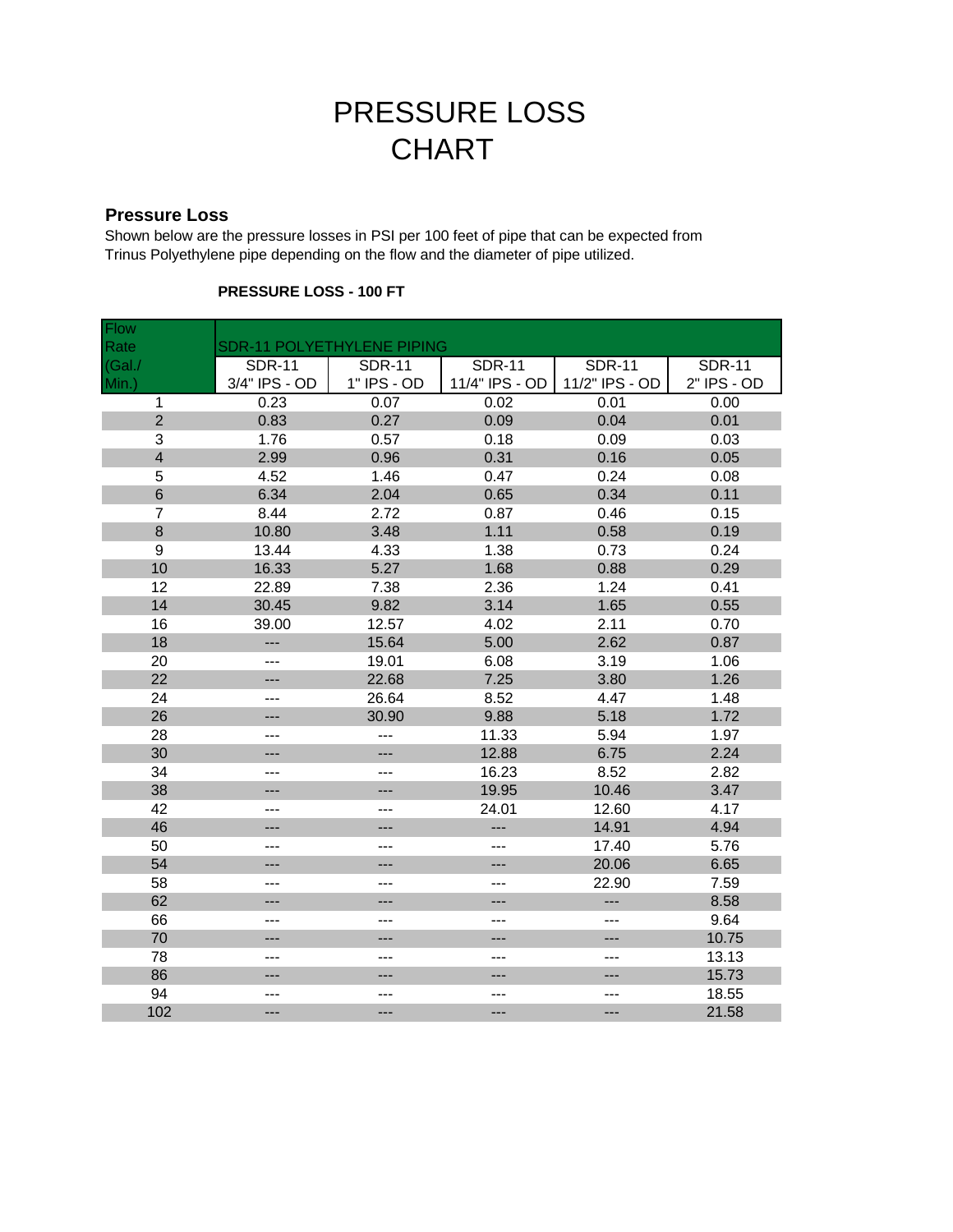# PRESSURE LOSS CHART

### Pressure Loss

Shown below are the pressure losses in PSI per 100 feet of pipe that can be expected from Trinus Polyethylene pipe depending on the flow and the diameter of pipe utilized.

**PRESSURE LOSS - 100 FT**

| Flow Rate (Gal./ Min.) | SDR-11 POLYETHYLENE PIPING | | | | |
|---|---|---|---|---|---|
| | SDR-11 3/4" IPS - OD | SDR-11 1" IPS - OD | SDR-11 11/4" IPS - OD | SDR-11 11/2" IPS - OD | SDR-11 2" IPS - OD |
| 1 | 0.23 | 0.07 | 0.02 | 0.01 | 0.00 |
| 2 | 0.83 | 0.27 | 0.09 | 0.04 | 0.01 |
| 3 | 1.76 | 0.57 | 0.18 | 0.09 | 0.03 |
| 4 | 2.99 | 0.96 | 0.31 | 0.16 | 0.05 |
| 5 | 4.52 | 1.46 | 0.47 | 0.24 | 0.08 |
| 6 | 6.34 | 2.04 | 0.65 | 0.34 | 0.11 |
| 7 | 8.44 | 2.72 | 0.87 | 0.46 | 0.15 |
| 8 | 10.80 | 3.48 | 1.11 | 0.58 | 0.19 |
| 9 | 13.44 | 4.33 | 1.38 | 0.73 | 0.24 |
| 10 | 16.33 | 5.27 | 1.68 | 0.88 | 0.29 |
| 12 | 22.89 | 7.38 | 2.36 | 1.24 | 0.41 |
| 14 | 30.45 | 9.82 | 3.14 | 1.65 | 0.55 |
| 16 | 39.00 | 12.57 | 4.02 | 2.11 | 0.70 |
| 18 | --- | 15.64 | 5.00 | 2.62 | 0.87 |
| 20 | --- | 19.01 | 6.08 | 3.19 | 1.06 |
| 22 | --- | 22.68 | 7.25 | 3.80 | 1.26 |
| 24 | --- | 26.64 | 8.52 | 4.47 | 1.48 |
| 26 | --- | 30.90 | 9.88 | 5.18 | 1.72 |
| 28 | --- | --- | 11.33 | 5.94 | 1.97 |
| 30 | --- | --- | 12.88 | 6.75 | 2.24 |
| 34 | --- | --- | 16.23 | 8.52 | 2.82 |
| 38 | --- | --- | 19.95 | 10.46 | 3.47 |
| 42 | --- | --- | 24.01 | 12.60 | 4.17 |
| 46 | --- | --- | --- | 14.91 | 4.94 |
| 50 | --- | --- | --- | 17.40 | 5.76 |
| 54 | --- | --- | --- | 20.06 | 6.65 |
| 58 | --- | --- | --- | 22.90 | 7.59 |
| 62 | --- | --- | --- | --- | 8.58 |
| 66 | --- | --- | --- | --- | 9.64 |
| 70 | --- | --- | --- | --- | 10.75 |
| 78 | --- | --- | --- | --- | 13.13 |
| 86 | --- | --- | --- | --- | 15.73 |
| 94 | --- | --- | --- | --- | 18.55 |
| 102 | --- | --- | --- | --- | 21.58 |